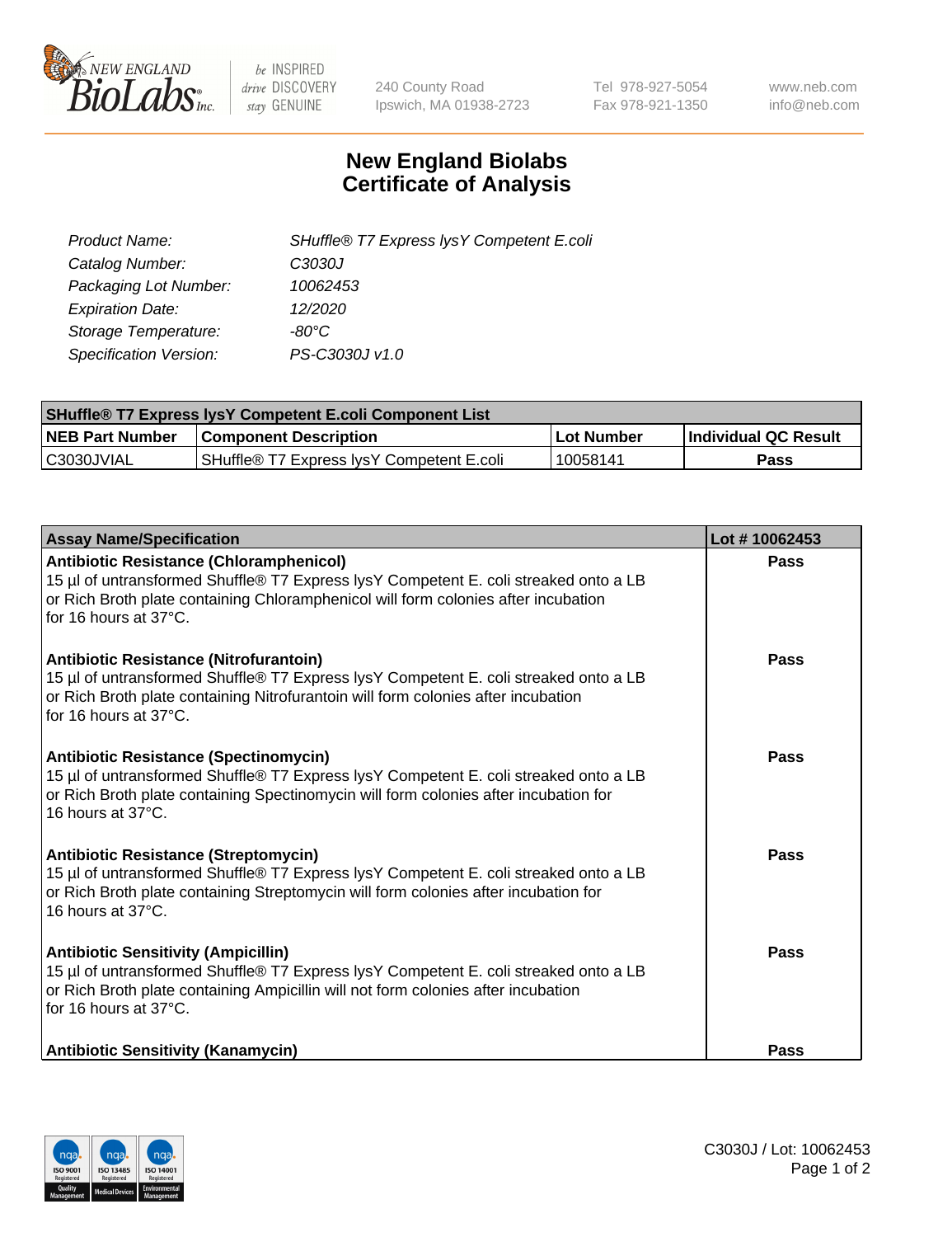# New England Biolabs Certificate of Analysis

| | |
|---|---|
| Product Name: | SHuffle® T7 Express lysY Competent E.coli |
| Catalog Number: | C3030J |
| Packaging Lot Number: | 10062453 |
| Expiration Date: | 12/2020 |
| Storage Temperature: | -80°C |
| Specification Version: | PS-C3030J v1.0 |

| SHuffle® T7 Express lysY Competent E.coli Component List | | | |
|---|---|---|---|
| **NEB Part Number** | **Component Description** | **Lot Number** | **Individual QC Result** |
| C3030JVIAL | SHuffle® T7 Express lysY Competent E.coli | 10058141 | **Pass** |

| Assay Name/Specification | Lot # 10062453 |
|---|---|
| **Antibiotic Resistance (Chloramphenicol)**<br>15 µl of untransformed Shuffle® T7 Express lysY Competent E. coli streaked onto a LB or Rich Broth plate containing Chloramphenicol will form colonies after incubation for 16 hours at 37°C. | **Pass** |
| **Antibiotic Resistance (Nitrofurantoin)**<br>15 µl of untransformed Shuffle® T7 Express lysY Competent E. coli streaked onto a LB or Rich Broth plate containing Nitrofurantoin will form colonies after incubation for 16 hours at 37°C. | **Pass** |
| **Antibiotic Resistance (Spectinomycin)**<br>15 µl of untransformed Shuffle® T7 Express lysY Competent E. coli streaked onto a LB or Rich Broth plate containing Spectinomycin will form colonies after incubation for 16 hours at 37°C. | **Pass** |
| **Antibiotic Resistance (Streptomycin)**<br>15 µl of untransformed Shuffle® T7 Express lysY Competent E. coli streaked onto a LB or Rich Broth plate containing Streptomycin will form colonies after incubation for 16 hours at 37°C. | **Pass** |
| **Antibiotic Sensitivity (Ampicillin)**<br>15 µl of untransformed Shuffle® T7 Express lysY Competent E. coli streaked onto a LB or Rich Broth plate containing Ampicillin will not form colonies after incubation for 16 hours at 37°C. | **Pass** |
| **Antibiotic Sensitivity (Kanamycin)** | **Pass** |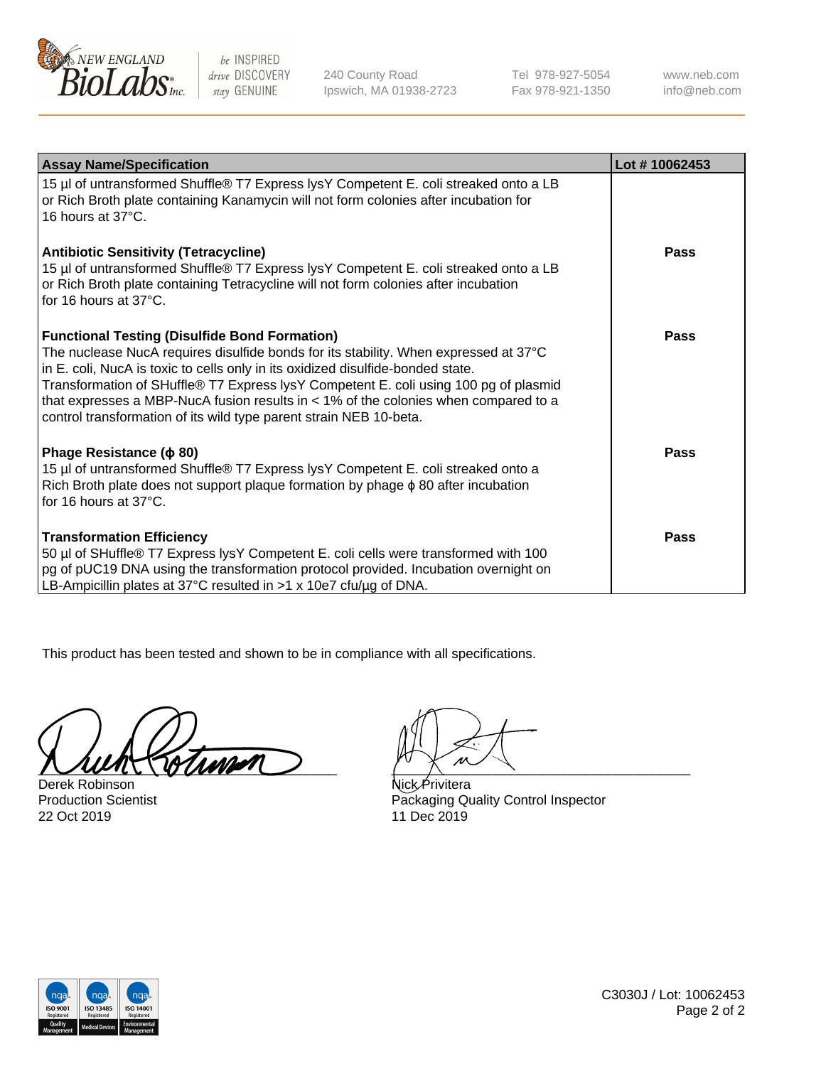| Assay Name/Specification | Lot # 10062453 |
| --- | --- |
| 15 µl of untransformed Shuffle® T7 Express lysY Competent E. coli streaked onto a LB or Rich Broth plate containing Kanamycin will not form colonies after incubation for 16 hours at 37°C. | |
| **Antibiotic Sensitivity (Tetracycline)**<br>15 µl of untransformed Shuffle® T7 Express lysY Competent E. coli streaked onto a LB or Rich Broth plate containing Tetracycline will not form colonies after incubation for 16 hours at 37°C. | **Pass** |
| **Functional Testing (Disulfide Bond Formation)**<br>The nuclease NucA requires disulfide bonds for its stability. When expressed at 37°C in E. coli, NucA is toxic to cells only in its oxidized disulfide-bonded state. Transformation of SHuffle® T7 Express lysY Competent E. coli using 100 pg of plasmid that expresses a MBP-NucA fusion results in < 1% of the colonies when compared to a control transformation of its wild type parent strain NEB 10-beta. | **Pass** |
| **Phage Resistance (ϕ 80)**<br>15 µl of untransformed Shuffle® T7 Express lysY Competent E. coli streaked onto a Rich Broth plate does not support plaque formation by phage ϕ 80 after incubation for 16 hours at 37°C. | **Pass** |
| **Transformation Efficiency**<br>50 µl of SHuffle® T7 Express lysY Competent E. coli cells were transformed with 100 pg of pUC19 DNA using the transformation protocol provided. Incubation overnight on LB-Ampicillin plates at 37°C resulted in >1 x 10e7 cfu/µg of DNA. | **Pass** |

This product has been tested and shown to be in compliance with all specifications.

Derek Robinson
Production Scientist
22 Oct 2019

Nick Privitera
Packaging Quality Control Inspector
11 Dec 2019

C3030J / Lot: 10062453